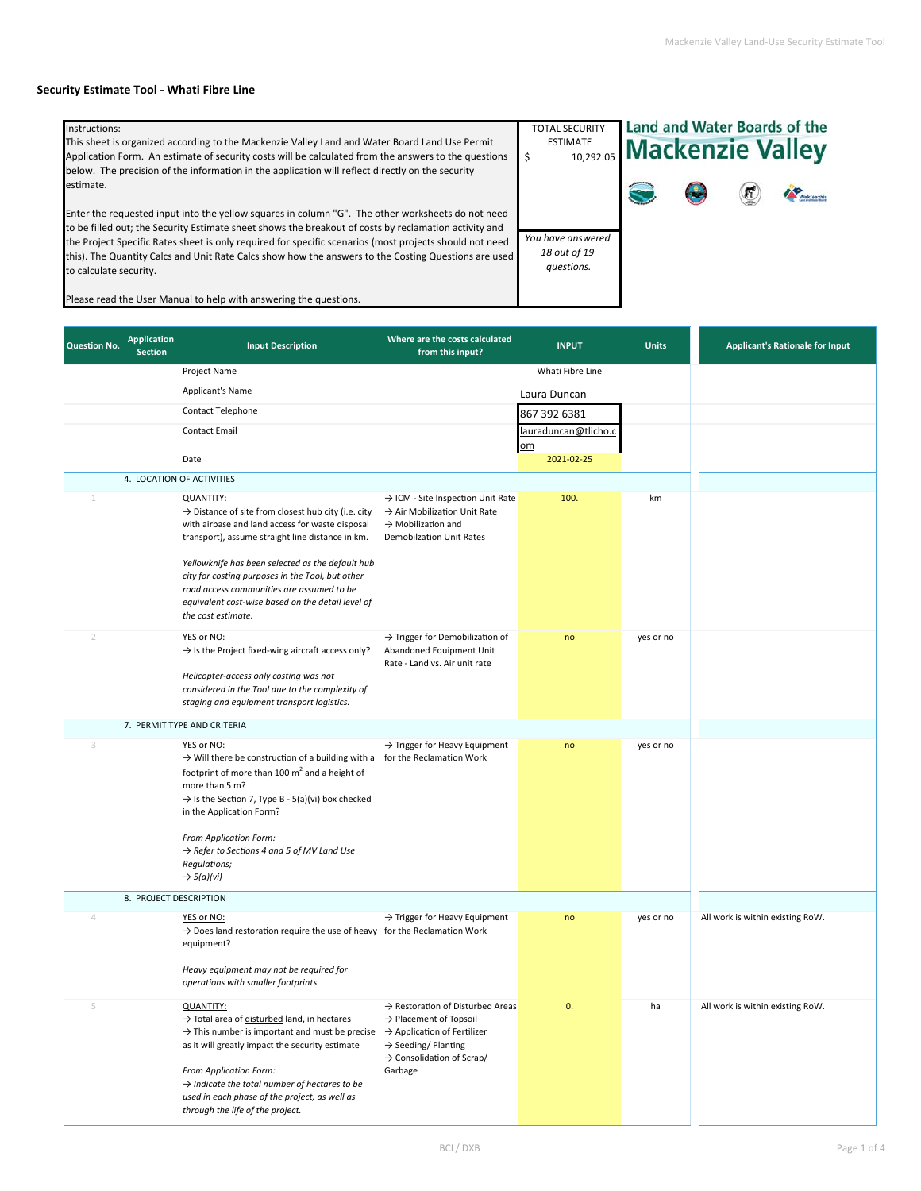## Security Estimate Tool - Whati Fibre Line

| Instructions: | TOTAL SECURITY ESTIMATE |
|---|---|
| This sheet is organized according to the Mackenzie Valley Land and Water Board Land Use Permit Application Form. An estimate of security costs will be calculated from the answers to the questions below. The precision of the information in the application will reflect directly on the security estimate.<br><br>Enter the requested input into the yellow squares in column "G". The other worksheets do not need to be filled out; the Security Estimate sheet shows the breakout of costs by reclamation activity and the Project Specific Rates sheet is only required for specific scenarios (most projects should not need this). The Quantity Calcs and Unit Rate Calcs show how the answers to the Costing Questions are used to calculate security.<br><br>Please read the User Manual to help with answering the questions. | $ 10,292.05<br><br>*You have answered 18 out of 19 questions.* |

Land and Water Boards of the Mackenzie Valley

| Question No. | Application Section | Input Description | Where are the costs calculated from this input? | INPUT | Units | Applicant's Rationale for Input |
|---|---|---|---|---|---|---|
| | | Project Name | | Whati Fibre Line | | |
| | | Applicant's Name | | Laura Duncan | | |
| | | Contact Telephone | | 867 392 6381 | | |
| | | Contact Email | | lauraduncan@tlicho.com | | |
| | | Date | | 2021-02-25 | | |
| | 4. LOCATION OF ACTIVITIES | | | | | |
| 1 | | QUANTITY:<br>→ Distance of site from closest hub city (i.e. city with airbase and land access for waste disposal transport), assume straight line distance in km.<br><br>*Yellowknife has been selected as the default hub city for costing purposes in the Tool, but other road access communities are assumed to be equivalent cost-wise based on the detail level of the cost estimate.* | → ICM - Site Inspection Unit Rate<br>→ Air Mobilization Unit Rate<br>→ Mobilization and Demobilzation Unit Rates | 100. | km | |
| 2 | | YES or NO:<br>→ Is the Project fixed-wing aircraft access only?<br><br>*Helicopter-access only costing was not considered in the Tool due to the complexity of staging and equipment transport logistics.* | → Trigger for Demobilization of Abandoned Equipment Unit Rate - Land vs. Air unit rate | no | yes or no | |
| | 7. PERMIT TYPE AND CRITERIA | | | | | |
| 3 | | YES or NO:<br>→ Will there be construction of a building with a footprint of more than 100 $m^2$ and a height of more than 5 m?<br>→ Is the Section 7, Type B - 5(a)(vi) box checked in the Application Form?<br><br>*From Application Form:*<br>*→ Refer to Sections 4 and 5 of MV Land Use Regulations;*<br>*→ 5(a)(vi)* | → Trigger for Heavy Equipment for the Reclamation Work | no | yes or no | |
| | 8. PROJECT DESCRIPTION | | | | | |
| 4 | | YES or NO:<br>→ Does land restoration require the use of heavy equipment?<br><br>*Heavy equipment may not be required for operations with smaller footprints.* | → Trigger for Heavy Equipment for the Reclamation Work | no | yes or no | All work is within existing RoW. |
| 5 | | QUANTITY:<br>→ Total area of disturbed land, in hectares<br>→ This number is important and must be precise as it will greatly impact the security estimate<br><br>*From Application Form:*<br>*→ Indicate the total number of hectares to be used in each phase of the project, as well as through the life of the project.* | → Restoration of Disturbed Areas<br>→ Placement of Topsoil<br>→ Application of Fertilizer<br>→ Seeding/ Planting<br>→ Consolidation of Scrap/ Garbage | 0. | ha | All work is within existing RoW. |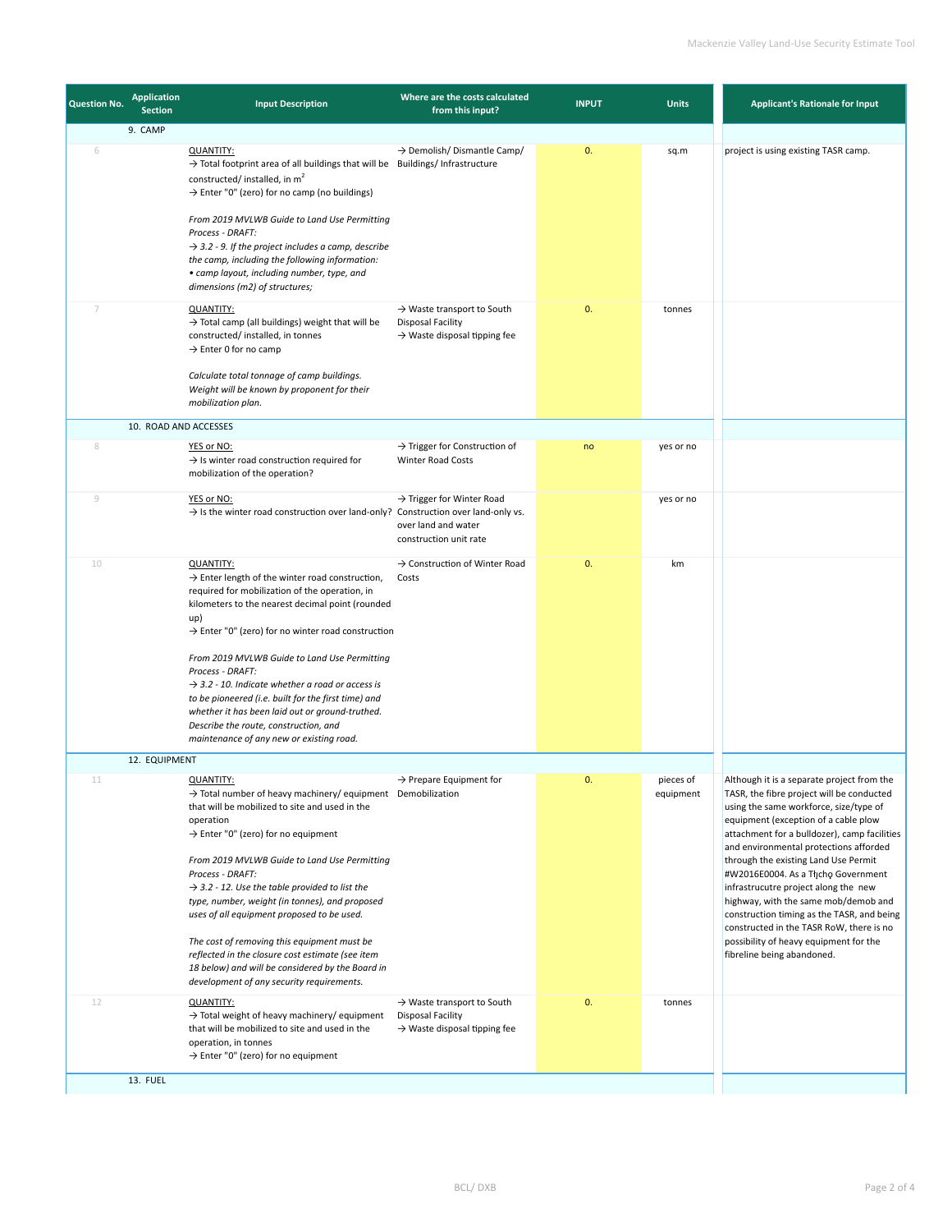| Question No. | Application Section | Input Description | Where are the costs calculated from this input? | INPUT | Units | Applicant's Rationale for Input |
|---|---|---|---|---|---|---|
| | 9. CAMP | | | | | |
| 6 | | QUANTITY:<br>→ Total footprint area of all buildings that will be constructed/ installed, in $m^2$<br>→ Enter "0" (zero) for no camp (no buildings)<br><br>*From 2019 MVLWB Guide to Land Use Permitting Process - DRAFT:*<br>*→ 3.2 - 9. If the project includes a camp, describe the camp, including the following information:*<br>*• camp layout, including number, type, and dimensions (m2) of structures;* | → Demolish/ Dismantle Camp/ Buildings/ Infrastructure | 0. | sq.m | project is using existing TASR camp. |
| 7 | | QUANTITY:<br>→ Total camp (all buildings) weight that will be constructed/ installed, in tonnes<br>→ Enter 0 for no camp<br><br>*Calculate total tonnage of camp buildings. Weight will be known by proponent for their mobilization plan.* | → Waste transport to South Disposal Facility<br>→ Waste disposal tipping fee | 0. | tonnes | |
| | 10. ROAD AND ACCESSES | | | | | |
| 8 | | YES or NO:<br>→ Is winter road construction required for mobilization of the operation? | → Trigger for Construction of Winter Road Costs | no | yes or no | |
| 9 | | YES or NO:<br>→ Is the winter road construction over land-only? | → Trigger for Winter Road Construction over land-only vs. over land and water construction unit rate | | yes or no | |
| 10 | | QUANTITY:<br>→ Enter length of the winter road construction, required for mobilization of the operation, in kilometers to the nearest decimal point (rounded up)<br>→ Enter "0" (zero) for no winter road construction<br><br>*From 2019 MVLWB Guide to Land Use Permitting Process - DRAFT:*<br>*→ 3.2 - 10. Indicate whether a road or access is to be pioneered (i.e. built for the first time) and whether it has been laid out or ground-truthed. Describe the route, construction, and maintenance of any new or existing road.* | → Construction of Winter Road Costs | 0. | km | |
| | 12. EQUIPMENT | | | | | |
| 11 | | QUANTITY:<br>→ Total number of heavy machinery/ equipment that will be mobilized to site and used in the operation<br>→ Enter "0" (zero) for no equipment<br><br>*From 2019 MVLWB Guide to Land Use Permitting Process - DRAFT:*<br>*→ 3.2 - 12. Use the table provided to list the type, number, weight (in tonnes), and proposed uses of all equipment proposed to be used.*<br><br>*The cost of removing this equipment must be reflected in the closure cost estimate (see item 18 below) and will be considered by the Board in development of any security requirements.* | → Prepare Equipment for Demobilization | 0. | pieces of equipment | Although it is a separate project from the TASR, the fibre project will be conducted using the same workforce, size/type of equipment (exception of a cable plow attachment for a bulldozer), camp facilities and environmental protections afforded through the existing Land Use Permit #W2016E0004. As a Tłı̨chǫ Government infrastrucutre project along the new highway, with the same mob/demob and construction timing as the TASR, and being constructed in the TASR RoW, there is no possibility of heavy equipment for the fibreline being abandoned. |
| 12 | | QUANTITY:<br>→ Total weight of heavy machinery/ equipment that will be mobilized to site and used in the operation, in tonnes<br>→ Enter "0" (zero) for no equipment | → Waste transport to South Disposal Facility<br>→ Waste disposal tipping fee | 0. | tonnes | |
| | 13. FUEL | | | | | |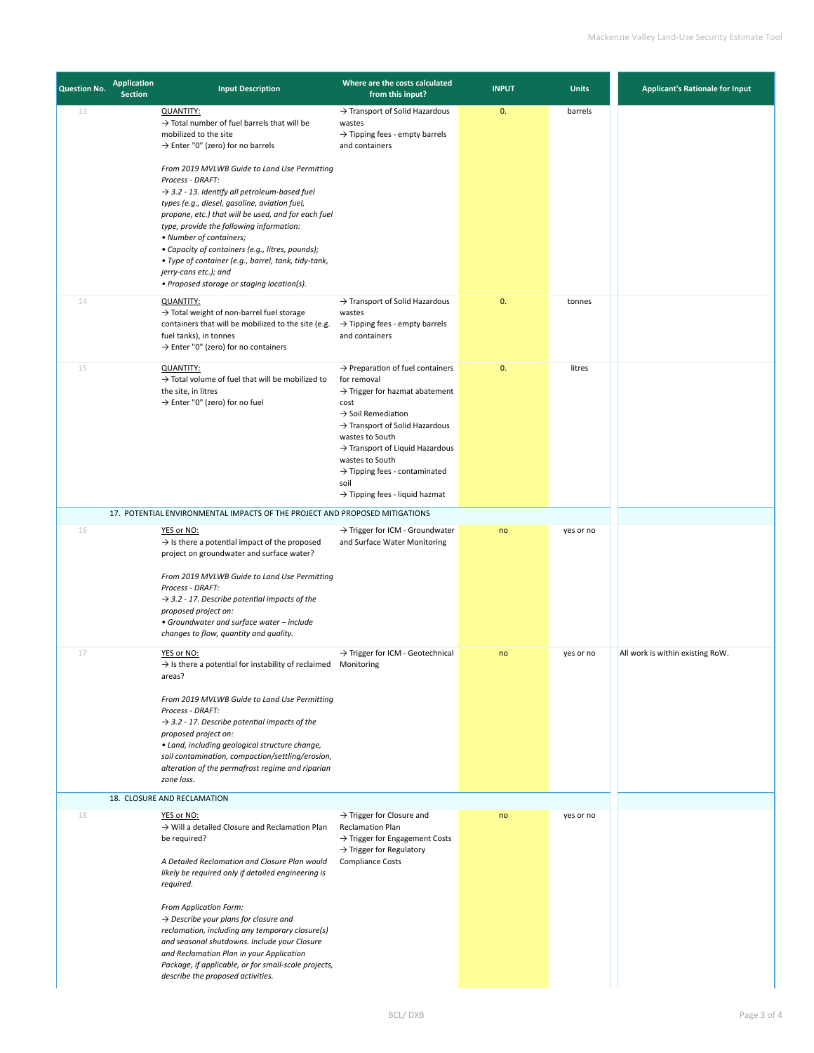| Question No. | Application Section | Input Description | Where are the costs calculated from this input? | INPUT | Units | Applicant's Rationale for Input |
|---|---|---|---|---|---|---|
| 13 | | QUANTITY:<br>→ Total number of fuel barrels that will be mobilized to the site<br>→ Enter "0" (zero) for no barrels<br><br>*From 2019 MVLWB Guide to Land Use Permitting Process - DRAFT:*<br>*→ 3.2 - 13. Identify all petroleum-based fuel types (e.g., diesel, gasoline, aviation fuel, propane, etc.) that will be used, and for each fuel type, provide the following information:*<br>*• Number of containers;*<br>*• Capacity of containers (e.g., litres, pounds);*<br>*• Type of container (e.g., barrel, tank, tidy-tank, jerry-cans etc.); and*<br>*• Proposed storage or staging location(s).* | → Transport of Solid Hazardous wastes<br>→ Tipping fees - empty barrels and containers | 0. | barrels | |
| 14 | | QUANTITY:<br>→ Total weight of non-barrel fuel storage containers that will be mobilized to the site (e.g. fuel tanks), in tonnes<br>→ Enter "0" (zero) for no containers | → Transport of Solid Hazardous wastes<br>→ Tipping fees - empty barrels and containers | 0. | tonnes | |
| 15 | | QUANTITY:<br>→ Total volume of fuel that will be mobilized to the site, in litres<br>→ Enter "0" (zero) for no fuel | → Preparation of fuel containers for removal<br>→ Trigger for hazmat abatement cost<br>→ Soil Remediation<br>→ Transport of Solid Hazardous wastes to South<br>→ Transport of Liquid Hazardous wastes to South<br>→ Tipping fees - contaminated soil<br>→ Tipping fees - liquid hazmat | 0. | litres | |
| | 17. POTENTIAL ENVIRONMENTAL IMPACTS OF THE PROJECT AND PROPOSED MITIGATIONS | | | | | |
| 16 | | YES or NO:<br>→ Is there a potential impact of the proposed project on groundwater and surface water?<br><br>*From 2019 MVLWB Guide to Land Use Permitting Process - DRAFT:*<br>*→ 3.2 - 17. Describe potential impacts of the proposed project on:*<br>*• Groundwater and surface water – include changes to flow, quantity and quality.* | → Trigger for ICM - Groundwater and Surface Water Monitoring | no | yes or no | |
| 17 | | YES or NO:<br>→ Is there a potential for instability of reclaimed areas?<br><br>*From 2019 MVLWB Guide to Land Use Permitting Process - DRAFT:*<br>*→ 3.2 - 17. Describe potential impacts of the proposed project on:*<br>*• Land, including geological structure change, soil contamination, compaction/settling/erosion, alteration of the permafrost regime and riparian zone loss.* | → Trigger for ICM - Geotechnical Monitoring | no | yes or no | All work is within existing RoW. |
| | 18. CLOSURE AND RECLAMATION | | | | | |
| 18 | | YES or NO:<br>→ Will a detailed Closure and Reclamation Plan be required?<br><br>*A Detailed Reclamation and Closure Plan would likely be required only if detailed engineering is required.*<br><br>*From Application Form:*<br>*→ Describe your plans for closure and reclamation, including any temporary closure(s) and seasonal shutdowns. Include your Closure and Reclamation Plan in your Application Package, if applicable, or for small-scale projects, describe the proposed activities.* | → Trigger for Closure and Reclamation Plan<br>→ Trigger for Engagement Costs<br>→ Trigger for Regulatory Compliance Costs | no | yes or no | |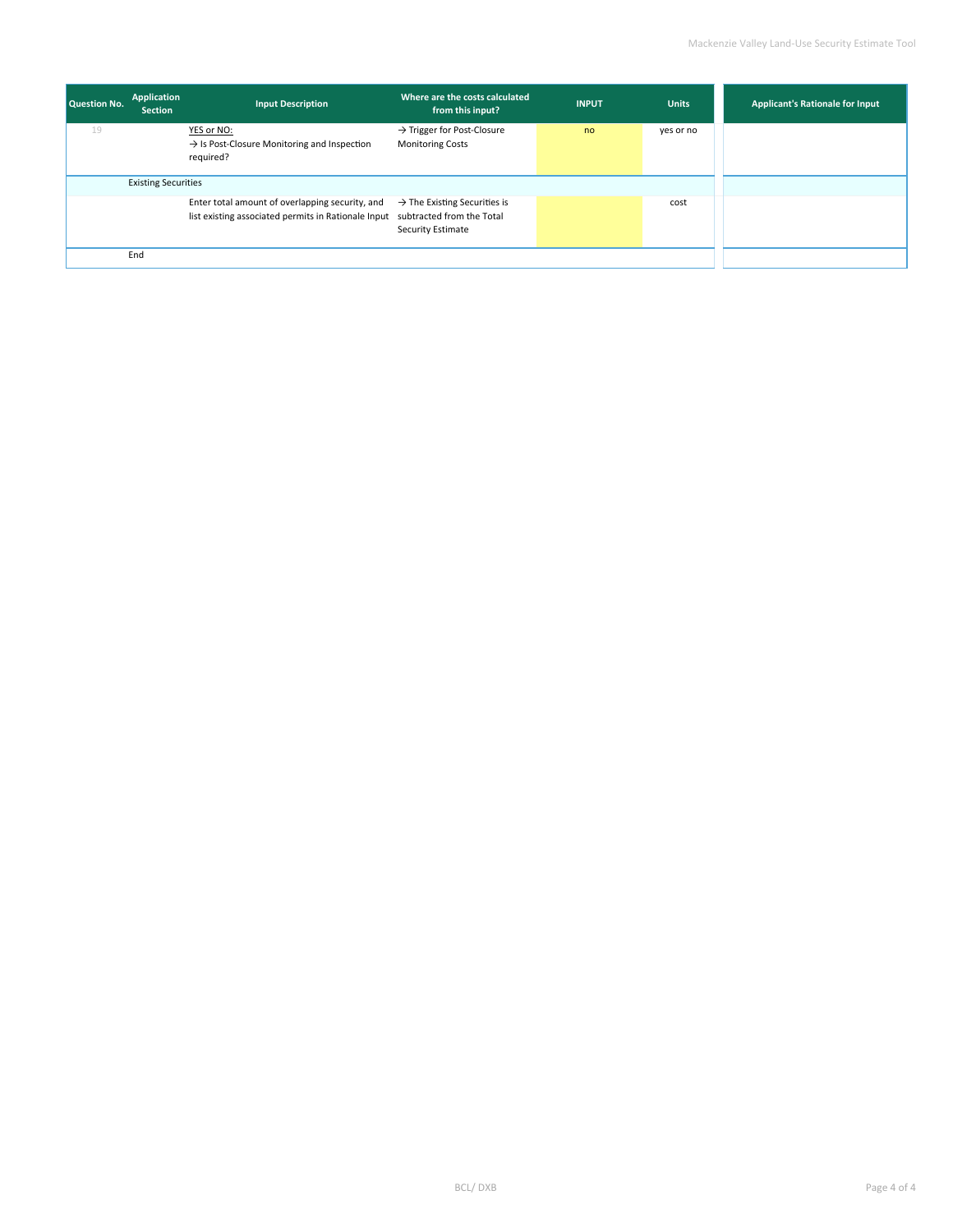| Question No. | Application Section | Input Description | Where are the costs calculated from this input? | INPUT | Units | Applicant's Rationale for Input |
|---|---|---|---|---|---|---|
| 19 | | YES or NO:<br>→ Is Post-Closure Monitoring and Inspection required? | → Trigger for Post-Closure Monitoring Costs | no | yes or no | |
| | Existing Securities | | | | | |
| | | Enter total amount of overlapping security, and list existing associated permits in Rationale Input | → The Existing Securities is subtracted from the Total Security Estimate | | cost | |
| | End | | | | | |

BCL/ DXB